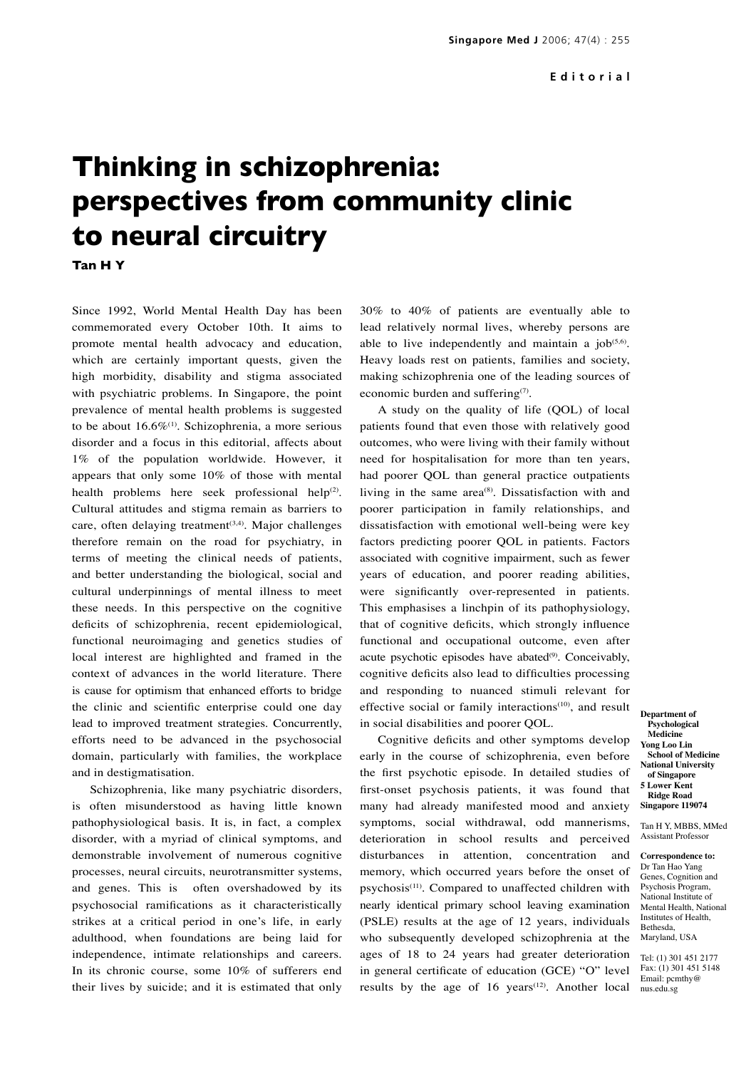Editorial

# Thinking in schizophrenia: perspectives from community clinic to neural circuitry

**Tan H Y**

Since 1992, World Mental Health Day has been commemorated every October 10th. It aims to promote mental health advocacy and education, which are certainly important quests, given the high morbidity, disability and stigma associated with psychiatric problems. In Singapore, the point prevalence of mental health problems is suggested to be about 16.6%[1]. Schizophrenia, a more serious disorder and a focus in this editorial, affects about 1% of the population worldwide. However, it appears that only some 10% of those with mental health problems here seek professional help[2]. Cultural attitudes and stigma remain as barriers to care, often delaying treatment[3,4]. Major challenges therefore remain on the road for psychiatry, in terms of meeting the clinical needs of patients, and better understanding the biological, social and cultural underpinnings of mental illness to meet these needs. In this perspective on the cognitive deficits of schizophrenia, recent epidemiological, functional neuroimaging and genetics studies of local interest are highlighted and framed in the context of advances in the world literature. There is cause for optimism that enhanced efforts to bridge the clinic and scientific enterprise could one day lead to improved treatment strategies. Concurrently, efforts need to be advanced in the psychosocial domain, particularly with families, the workplace and in destigmatisation.

Schizophrenia, like many psychiatric disorders, is often misunderstood as having little known pathophysiological basis. It is, in fact, a complex disorder, with a myriad of clinical symptoms, and demonstrable involvement of numerous cognitive processes, neural circuits, neurotransmitter systems, and genes. This is often overshadowed by its psychosocial ramifications as it characteristically strikes at a critical period in one's life, in early adulthood, when foundations are being laid for independence, intimate relationships and careers. In its chronic course, some 10% of sufferers end their lives by suicide; and it is estimated that only 30% to 40% of patients are eventually able to lead relatively normal lives, whereby persons are able to live independently and maintain a job[5,6]. Heavy loads rest on patients, families and society, making schizophrenia one of the leading sources of economic burden and suffering[7].

A study on the quality of life (QOL) of local patients found that even those with relatively good outcomes, who were living with their family without need for hospitalisation for more than ten years, had poorer QOL than general practice outpatients living in the same area[8]. Dissatisfaction with and poorer participation in family relationships, and dissatisfaction with emotional well-being were key factors predicting poorer QOL in patients. Factors associated with cognitive impairment, such as fewer years of education, and poorer reading abilities, were significantly over-represented in patients. This emphasises a linchpin of its pathophysiology, that of cognitive deficits, which strongly influence functional and occupational outcome, even after acute psychotic episodes have abated[9]. Conceivably, cognitive deficits also lead to difficulties processing and responding to nuanced stimuli relevant for effective social or family interactions[10], and result in social disabilities and poorer QOL.

Cognitive deficits and other symptoms develop early in the course of schizophrenia, even before the first psychotic episode. In detailed studies of first-onset psychosis patients, it was found that many had already manifested mood and anxiety symptoms, social withdrawal, odd mannerisms, deterioration in school results and perceived disturbances in attention, concentration and memory, which occurred years before the onset of psychosis[11]. Compared to unaffected children with nearly identical primary school leaving examination (PSLE) results at the age of 12 years, individuals who subsequently developed schizophrenia at the ages of 18 to 24 years had greater deterioration in general certificate of education (GCE) "O" level results by the age of 16 years[12]. Another local

Department of Psychological Medicine
Yong Loo Lin School of Medicine
National University of Singapore
5 Lower Kent Ridge Road
Singapore 119074

Tan H Y, MBBS, MMed
Assistant Professor

Correspondence to:
Dr Tan Hao Yang
Genes, Cognition and Psychosis Program,
National Institute of Mental Health, National Institutes of Health,
Bethesda,
Maryland, USA

Tel: (1) 301 451 2177
Fax: (1) 301 451 5148
Email: pcmthy@nus.edu.sg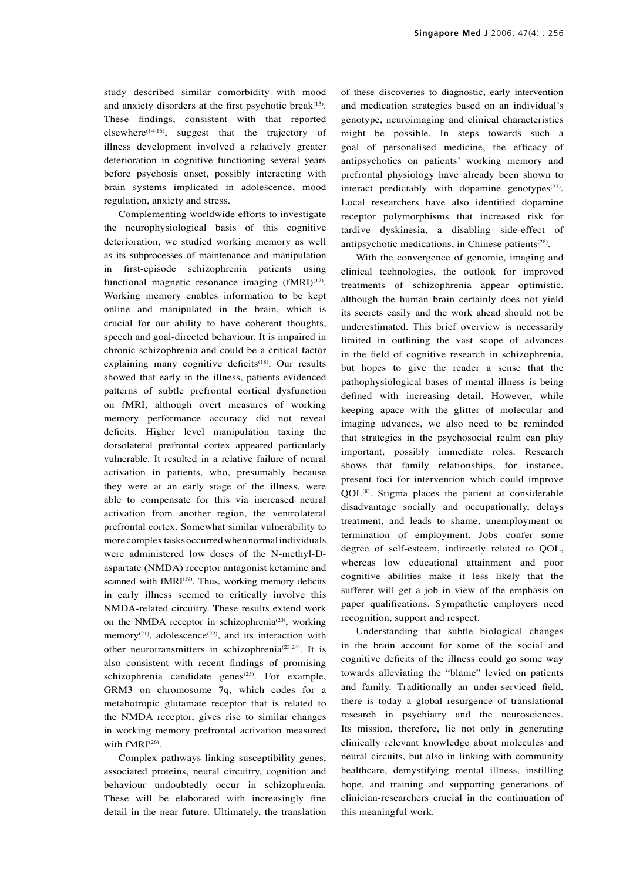study described similar comorbidity with mood and anxiety disorders at the first psychotic break[13]. These findings, consistent with that reported elsewhere[14-16], suggest that the trajectory of illness development involved a relatively greater deterioration in cognitive functioning several years before psychosis onset, possibly interacting with brain systems implicated in adolescence, mood regulation, anxiety and stress.

Complementing worldwide efforts to investigate the neurophysiological basis of this cognitive deterioration, we studied working memory as well as its subprocesses of maintenance and manipulation in first-episode schizophrenia patients using functional magnetic resonance imaging (fMRI)[17]. Working memory enables information to be kept online and manipulated in the brain, which is crucial for our ability to have coherent thoughts, speech and goal-directed behaviour. It is impaired in chronic schizophrenia and could be a critical factor explaining many cognitive deficits[18]. Our results showed that early in the illness, patients evidenced patterns of subtle prefrontal cortical dysfunction on fMRI, although overt measures of working memory performance accuracy did not reveal deficits. Higher level manipulation taxing the dorsolateral prefrontal cortex appeared particularly vulnerable. It resulted in a relative failure of neural activation in patients, who, presumably because they were at an early stage of the illness, were able to compensate for this via increased neural activation from another region, the ventrolateral prefrontal cortex. Somewhat similar vulnerability to more complex tasks occurred when normal individuals were administered low doses of the N-methyl-D-aspartate (NMDA) receptor antagonist ketamine and scanned with fMRI[19]. Thus, working memory deficits in early illness seemed to critically involve this NMDA-related circuitry. These results extend work on the NMDA receptor in schizophrenia[20], working memory[21], adolescence[22], and its interaction with other neurotransmitters in schizophrenia[23,24]. It is also consistent with recent findings of promising schizophrenia candidate genes[25]. For example, GRM3 on chromosome 7q, which codes for a metabotropic glutamate receptor that is related to the NMDA receptor, gives rise to similar changes in working memory prefrontal activation measured with fMRI[26].

Complex pathways linking susceptibility genes, associated proteins, neural circuitry, cognition and behaviour undoubtedly occur in schizophrenia. These will be elaborated with increasingly fine detail in the near future. Ultimately, the translation of these discoveries to diagnostic, early intervention and medication strategies based on an individual's genotype, neuroimaging and clinical characteristics might be possible. In steps towards such a goal of personalised medicine, the efficacy of antipsychotics on patients' working memory and prefrontal physiology have already been shown to interact predictably with dopamine genotypes[27]. Local researchers have also identified dopamine receptor polymorphisms that increased risk for tardive dyskinesia, a disabling side-effect of antipsychotic medications, in Chinese patients[28].

With the convergence of genomic, imaging and clinical technologies, the outlook for improved treatments of schizophrenia appear optimistic, although the human brain certainly does not yield its secrets easily and the work ahead should not be underestimated. This brief overview is necessarily limited in outlining the vast scope of advances in the field of cognitive research in schizophrenia, but hopes to give the reader a sense that the pathophysiological bases of mental illness is being defined with increasing detail. However, while keeping apace with the glitter of molecular and imaging advances, we also need to be reminded that strategies in the psychosocial realm can play important, possibly immediate roles. Research shows that family relationships, for instance, present foci for intervention which could improve QOL[8]. Stigma places the patient at considerable disadvantage socially and occupationally, delays treatment, and leads to shame, unemployment or termination of employment. Jobs confer some degree of self-esteem, indirectly related to QOL, whereas low educational attainment and poor cognitive abilities make it less likely that the sufferer will get a job in view of the emphasis on paper qualifications. Sympathetic employers need recognition, support and respect.

Understanding that subtle biological changes in the brain account for some of the social and cognitive deficits of the illness could go some way towards alleviating the "blame" levied on patients and family. Traditionally an under-serviced field, there is today a global resurgence of translational research in psychiatry and the neurosciences. Its mission, therefore, lie not only in generating clinically relevant knowledge about molecules and neural circuits, but also in linking with community healthcare, demystifying mental illness, instilling hope, and training and supporting generations of clinician-researchers crucial in the continuation of this meaningful work.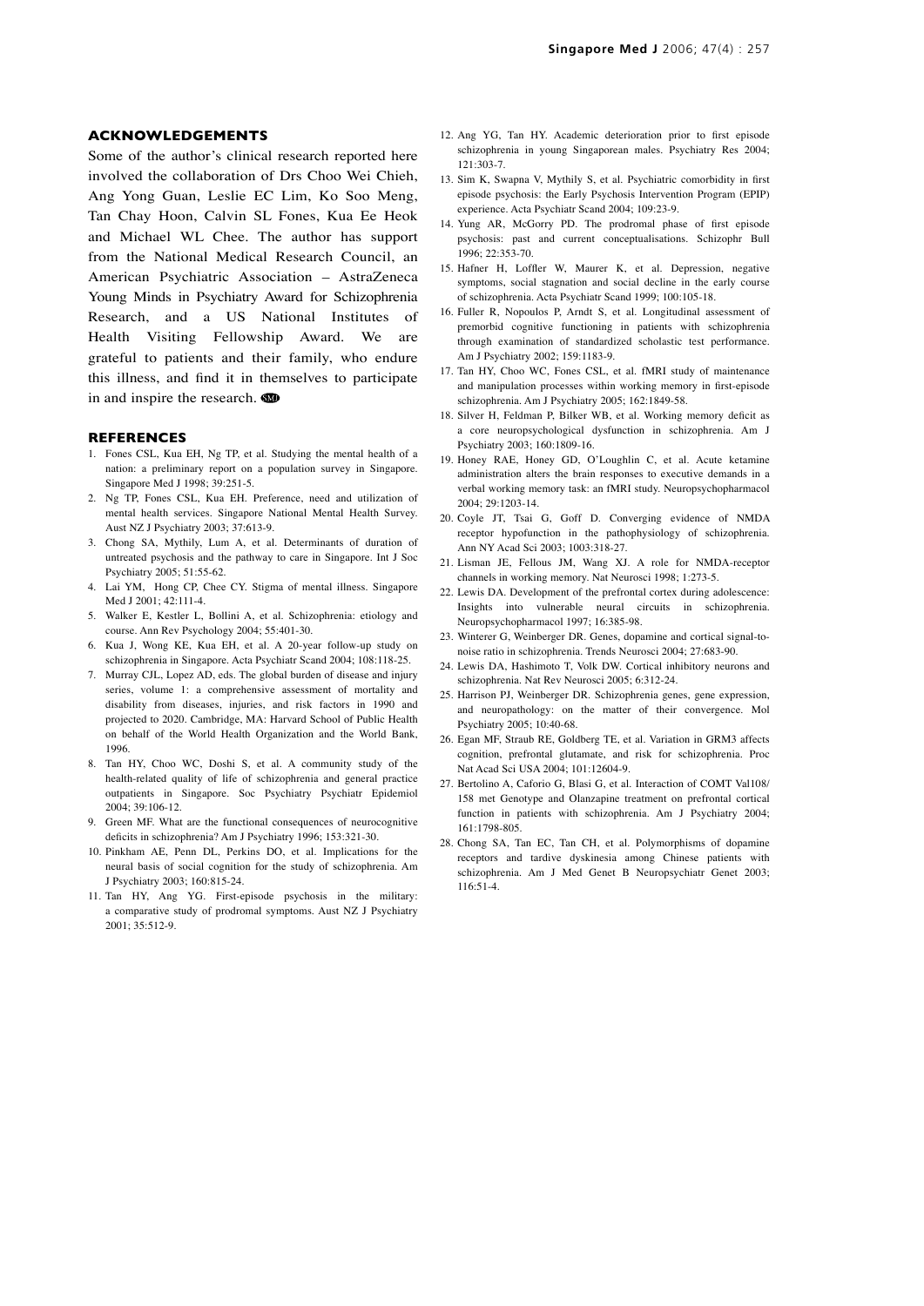## ACKNOWLEDGEMENTS

Some of the author's clinical research reported here involved the collaboration of Drs Choo Wei Chieh, Ang Yong Guan, Leslie EC Lim, Ko Soo Meng, Tan Chay Hoon, Calvin SL Fones, Kua Ee Heok and Michael WL Chee. The author has support from the National Medical Research Council, an American Psychiatric Association – AstraZeneca Young Minds in Psychiatry Award for Schizophrenia Research, and a US National Institutes of Health Visiting Fellowship Award. We are grateful to patients and their family, who endure this illness, and find it in themselves to participate in and inspire the research.

## REFERENCES

1. Fones CSL, Kua EH, Ng TP, et al. Studying the mental health of a nation: a preliminary report on a population survey in Singapore. Singapore Med J 1998; 39:251-5.
2. Ng TP, Fones CSL, Kua EH. Preference, need and utilization of mental health services. Singapore National Mental Health Survey. Aust NZ J Psychiatry 2003; 37:613-9.
3. Chong SA, Mythily, Lum A, et al. Determinants of duration of untreated psychosis and the pathway to care in Singapore. Int J Soc Psychiatry 2005; 51:55-62.
4. Lai YM, Hong CP, Chee CY. Stigma of mental illness. Singapore Med J 2001; 42:111-4.
5. Walker E, Kestler L, Bollini A, et al. Schizophrenia: etiology and course. Ann Rev Psychology 2004; 55:401-30.
6. Kua J, Wong KE, Kua EH, et al. A 20-year follow-up study on schizophrenia in Singapore. Acta Psychiatr Scand 2004; 108:118-25.
7. Murray CJL, Lopez AD, eds. The global burden of disease and injury series, volume 1: a comprehensive assessment of mortality and disability from diseases, injuries, and risk factors in 1990 and projected to 2020. Cambridge, MA: Harvard School of Public Health on behalf of the World Health Organization and the World Bank, 1996.
8. Tan HY, Choo WC, Doshi S, et al. A community study of the health-related quality of life of schizophrenia and general practice outpatients in Singapore. Soc Psychiatry Psychiatr Epidemiol 2004; 39:106-12.
9. Green MF. What are the functional consequences of neurocognitive deficits in schizophrenia? Am J Psychiatry 1996; 153:321-30.
10. Pinkham AE, Penn DL, Perkins DO, et al. Implications for the neural basis of social cognition for the study of schizophrenia. Am J Psychiatry 2003; 160:815-24.
11. Tan HY, Ang YG. First-episode psychosis in the military: a comparative study of prodromal symptoms. Aust NZ J Psychiatry 2001; 35:512-9.
12. Ang YG, Tan HY. Academic deterioration prior to first episode schizophrenia in young Singaporean males. Psychiatry Res 2004; 121:303-7.
13. Sim K, Swapna V, Mythily S, et al. Psychiatric comorbidity in first episode psychosis: the Early Psychosis Intervention Program (EPIP) experience. Acta Psychiatr Scand 2004; 109:23-9.
14. Yung AR, McGorry PD. The prodromal phase of first episode psychosis: past and current conceptualisations. Schizophr Bull 1996; 22:353-70.
15. Hafner H, Loffler W, Maurer K, et al. Depression, negative symptoms, social stagnation and social decline in the early course of schizophrenia. Acta Psychiatr Scand 1999; 100:105-18.
16. Fuller R, Nopoulos P, Arndt S, et al. Longitudinal assessment of premorbid cognitive functioning in patients with schizophrenia through examination of standardized scholastic test performance. Am J Psychiatry 2002; 159:1183-9.
17. Tan HY, Choo WC, Fones CSL, et al. fMRI study of maintenance and manipulation processes within working memory in first-episode schizophrenia. Am J Psychiatry 2005; 162:1849-58.
18. Silver H, Feldman P, Bilker WB, et al. Working memory deficit as a core neuropsychological dysfunction in schizophrenia. Am J Psychiatry 2003; 160:1809-16.
19. Honey RAE, Honey GD, O'Loughlin C, et al. Acute ketamine administration alters the brain responses to executive demands in a verbal working memory task: an fMRI study. Neuropsychopharmacol 2004; 29:1203-14.
20. Coyle JT, Tsai G, Goff D. Converging evidence of NMDA receptor hypofunction in the pathophysiology of schizophrenia. Ann NY Acad Sci 2003; 1003:318-27.
21. Lisman JE, Fellous JM, Wang XJ. A role for NMDA-receptor channels in working memory. Nat Neurosci 1998; 1:273-5.
22. Lewis DA. Development of the prefrontal cortex during adolescence: Insights into vulnerable neural circuits in schizophrenia. Neuropsychopharmacol 1997; 16:385-98.
23. Winterer G, Weinberger DR. Genes, dopamine and cortical signal-to-noise ratio in schizophrenia. Trends Neurosci 2004; 27:683-90.
24. Lewis DA, Hashimoto T, Volk DW. Cortical inhibitory neurons and schizophrenia. Nat Rev Neurosci 2005; 6:312-24.
25. Harrison PJ, Weinberger DR. Schizophrenia genes, gene expression, and neuropathology: on the matter of their convergence. Mol Psychiatry 2005; 10:40-68.
26. Egan MF, Straub RE, Goldberg TE, et al. Variation in GRM3 affects cognition, prefrontal glutamate, and risk for schizophrenia. Proc Nat Acad Sci USA 2004; 101:12604-9.
27. Bertolino A, Caforio G, Blasi G, et al. Interaction of COMT Val108/158 met Genotype and Olanzapine treatment on prefrontal cortical function in patients with schizophrenia. Am J Psychiatry 2004; 161:1798-805.
28. Chong SA, Tan EC, Tan CH, et al. Polymorphisms of dopamine receptors and tardive dyskinesia among Chinese patients with schizophrenia. Am J Med Genet B Neuropsychiatr Genet 2003; 116:51-4.